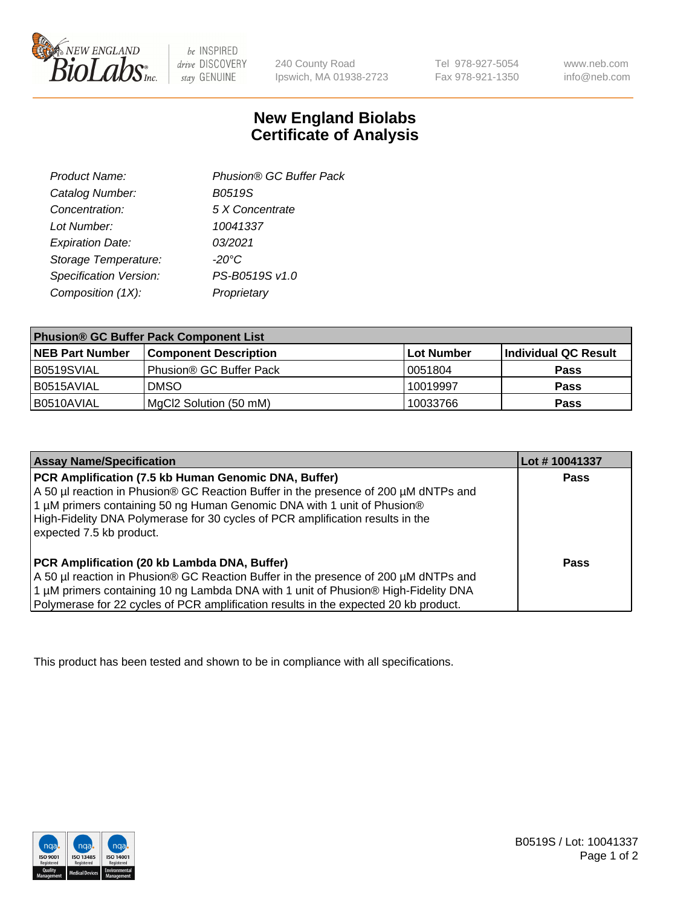New England Biolabs Inc. — be INSPIRED drive DISCOVERY stay GENUINE

240 County Road
Ipswich, MA 01938-2723

Tel 978-927-5054
Fax 978-921-1350

www.neb.com
info@neb.com

# New England Biolabs
# Certificate of Analysis

| | |
|---|---|
| *Product Name:* | *Phusion® GC Buffer Pack* |
| *Catalog Number:* | *B0519S* |
| *Concentration:* | *5 X Concentrate* |
| *Lot Number:* | *10041337* |
| *Expiration Date:* | *03/2021* |
| *Storage Temperature:* | *-20°C* |
| *Specification Version:* | *PS-B0519S v1.0* |
| *Composition (1X):* | *Proprietary* |

**Phusion® GC Buffer Pack Component List**

| NEB Part Number | Component Description | Lot Number | Individual QC Result |
|---|---|---|---|
| B0519SVIAL | Phusion® GC Buffer Pack | 0051804 | **Pass** |
| B0515AVIAL | DMSO | 10019997 | **Pass** |
| B0510AVIAL | MgCl2 Solution (50 mM) | 10033766 | **Pass** |

| Assay Name/Specification | Lot # 10041337 |
|---|---|
| **PCR Amplification (7.5 kb Human Genomic DNA, Buffer)** A 50 µl reaction in Phusion® GC Reaction Buffer in the presence of 200 µM dNTPs and 1 µM primers containing 50 ng Human Genomic DNA with 1 unit of Phusion® High-Fidelity DNA Polymerase for 30 cycles of PCR amplification results in the expected 7.5 kb product. | **Pass** |
| **PCR Amplification (20 kb Lambda DNA, Buffer)** A 50 µl reaction in Phusion® GC Reaction Buffer in the presence of 200 µM dNTPs and 1 µM primers containing 10 ng Lambda DNA with 1 unit of Phusion® High-Fidelity DNA Polymerase for 22 cycles of PCR amplification results in the expected 20 kb product. | **Pass** |

This product has been tested and shown to be in compliance with all specifications.

B0519S / Lot: 10041337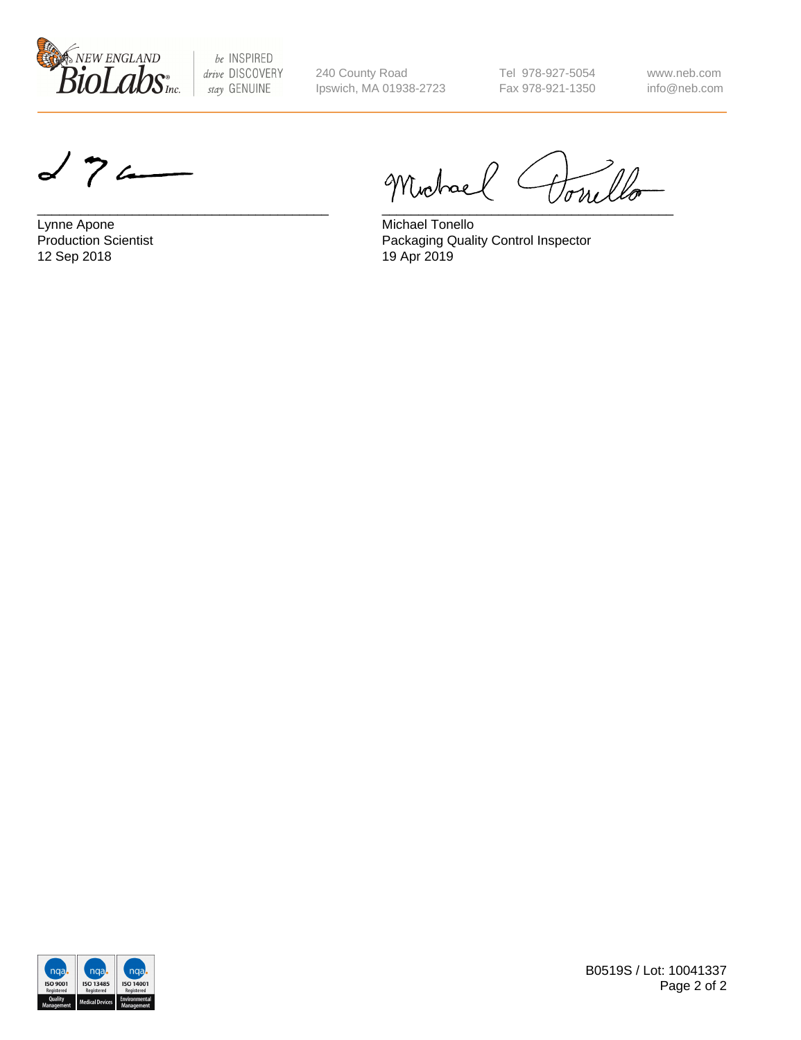Lynne Apone
Production Scientist
12 Sep 2018

Michael Tonello
Packaging Quality Control Inspector
19 Apr 2019